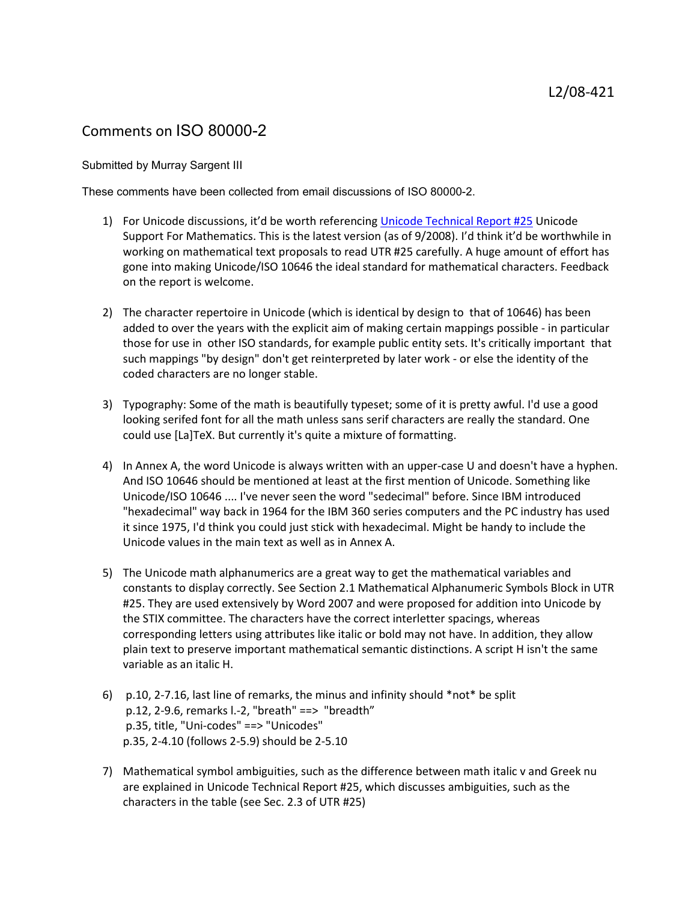L2/08-421

# Comments on ISO 80000-2

Submitted by Murray Sargent III

These comments have been collected from email discussions of ISO 80000-2.

1) For Unicode discussions, it'd be worth referencing Unicode Technical Report #25 Unicode Support For Mathematics. This is the latest version (as of 9/2008). I'd think it'd be worthwhile in working on mathematical text proposals to read UTR #25 carefully. A huge amount of effort has gone into making Unicode/ISO 10646 the ideal standard for mathematical characters. Feedback on the report is welcome.

2) The character repertoire in Unicode (which is identical by design to that of 10646) has been added to over the years with the explicit aim of making certain mappings possible - in particular those for use in other ISO standards, for example public entity sets. It's critically important that such mappings "by design" don't get reinterpreted by later work - or else the identity of the coded characters are no longer stable.

3) Typography: Some of the math is beautifully typeset; some of it is pretty awful. I'd use a good looking serifed font for all the math unless sans serif characters are really the standard. One could use [La]TeX. But currently it's quite a mixture of formatting.

4) In Annex A, the word Unicode is always written with an upper-case U and doesn't have a hyphen. And ISO 10646 should be mentioned at least at the first mention of Unicode. Something like Unicode/ISO 10646 .... I've never seen the word "sedecimal" before. Since IBM introduced "hexadecimal" way back in 1964 for the IBM 360 series computers and the PC industry has used it since 1975, I'd think you could just stick with hexadecimal. Might be handy to include the Unicode values in the main text as well as in Annex A.

5) The Unicode math alphanumerics are a great way to get the mathematical variables and constants to display correctly. See Section 2.1 Mathematical Alphanumeric Symbols Block in UTR #25. They are used extensively by Word 2007 and were proposed for addition into Unicode by the STIX committee. The characters have the correct interletter spacings, whereas corresponding letters using attributes like italic or bold may not have. In addition, they allow plain text to preserve important mathematical semantic distinctions. A script H isn't the same variable as an italic H.

6) p.10, 2-7.16, last line of remarks, the minus and infinity should *not* be split
   p.12, 2-9.6, remarks l.-2, "breath" ==> "breadth"
   p.35, title, "Uni-codes" ==> "Unicodes"
   p.35, 2-4.10 (follows 2-5.9) should be 2-5.10

7) Mathematical symbol ambiguities, such as the difference between math italic v and Greek nu are explained in Unicode Technical Report #25, which discusses ambiguities, such as the characters in the table (see Sec. 2.3 of UTR #25)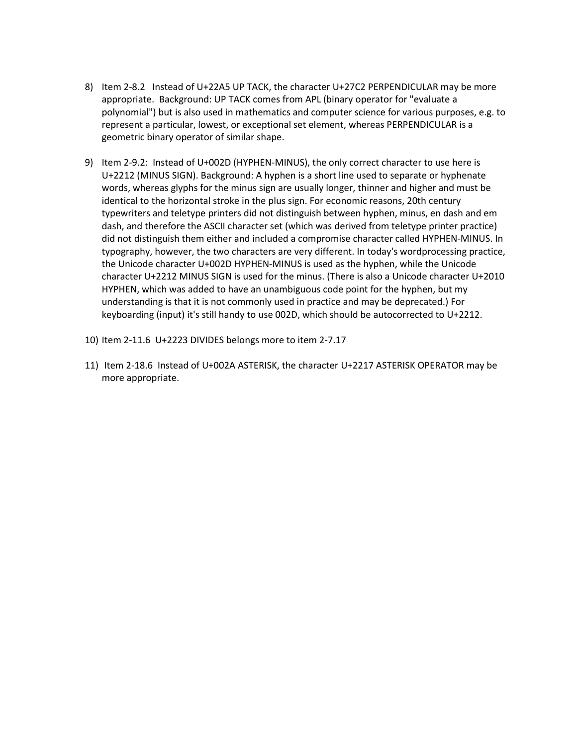8) Item 2-8.2 Instead of U+22A5 UP TACK, the character U+27C2 PERPENDICULAR may be more appropriate. Background: UP TACK comes from APL (binary operator for "evaluate a polynomial") but is also used in mathematics and computer science for various purposes, e.g. to represent a particular, lowest, or exceptional set element, whereas PERPENDICULAR is a geometric binary operator of similar shape.

9) Item 2-9.2: Instead of U+002D (HYPHEN-MINUS), the only correct character to use here is U+2212 (MINUS SIGN). Background: A hyphen is a short line used to separate or hyphenate words, whereas glyphs for the minus sign are usually longer, thinner and higher and must be identical to the horizontal stroke in the plus sign. For economic reasons, 20th century typewriters and teletype printers did not distinguish between hyphen, minus, en dash and em dash, and therefore the ASCII character set (which was derived from teletype printer practice) did not distinguish them either and included a compromise character called HYPHEN-MINUS. In typography, however, the two characters are very different. In today's wordprocessing practice, the Unicode character U+002D HYPHEN-MINUS is used as the hyphen, while the Unicode character U+2212 MINUS SIGN is used for the minus. (There is also a Unicode character U+2010 HYPHEN, which was added to have an unambiguous code point for the hyphen, but my understanding is that it is not commonly used in practice and may be deprecated.) For keyboarding (input) it's still handy to use 002D, which should be autocorrected to U+2212.

10) Item 2-11.6 U+2223 DIVIDES belongs more to item 2-7.17

11) Item 2-18.6 Instead of U+002A ASTERISK, the character U+2217 ASTERISK OPERATOR may be more appropriate.